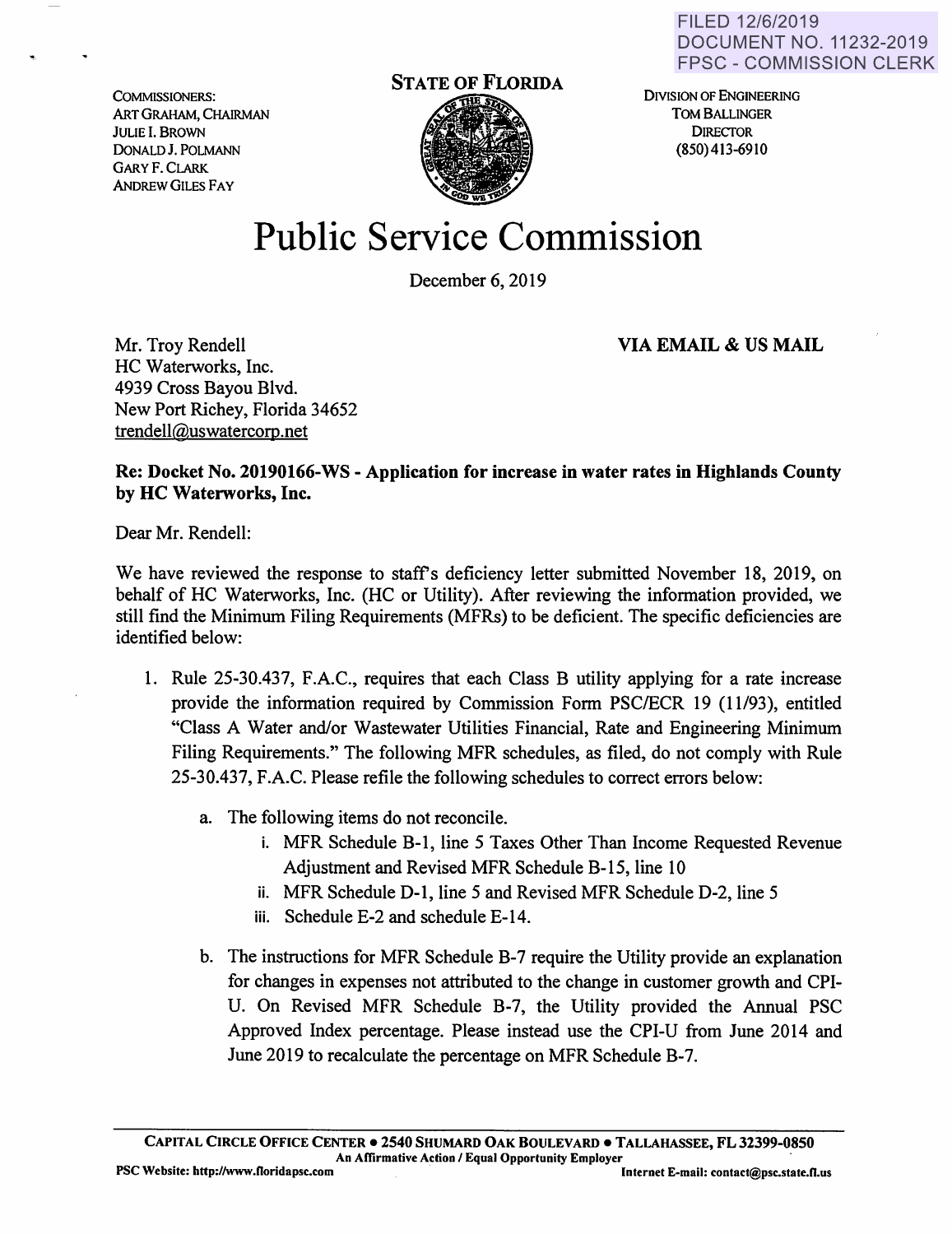FILED 12/6/2019
DOCUMENT NO. 11232-2019
FPSC - COMMISSION CLERK

COMMISSIONERS:
ART GRAHAM, CHAIRMAN
JULIE I. BROWN
DONALD J. POLMANN
GARY F. CLARK
ANDREW GILES FAY

**STATE OF FLORIDA**

DIVISION OF ENGINEERING
TOM BALLINGER
DIRECTOR
(850) 413-6910

# Public Service Commission

December 6, 2019

Mr. Troy Rendell
HC Waterworks, Inc.
4939 Cross Bayou Blvd.
New Port Richey, Florida 34652
trendell@uswatercorp.net

**VIA EMAIL & US MAIL**

**Re: Docket No. 20190166-WS - Application for increase in water rates in Highlands County by HC Waterworks, Inc.**

Dear Mr. Rendell:

We have reviewed the response to staff's deficiency letter submitted November 18, 2019, on behalf of HC Waterworks, Inc. (HC or Utility). After reviewing the information provided, we still find the Minimum Filing Requirements (MFRs) to be deficient. The specific deficiencies are identified below:

1. Rule 25-30.437, F.A.C., requires that each Class B utility applying for a rate increase provide the information required by Commission Form PSC/ECR 19 (11/93), entitled "Class A Water and/or Wastewater Utilities Financial, Rate and Engineering Minimum Filing Requirements." The following MFR schedules, as filed, do not comply with Rule 25-30.437, F.A.C. Please refile the following schedules to correct errors below:

    a. The following items do not reconcile.
        i. MFR Schedule B-1, line 5 Taxes Other Than Income Requested Revenue Adjustment and Revised MFR Schedule B-15, line 10
        ii. MFR Schedule D-1, line 5 and Revised MFR Schedule D-2, line 5
        iii. Schedule E-2 and schedule E-14.

    b. The instructions for MFR Schedule B-7 require the Utility provide an explanation for changes in expenses not attributed to the change in customer growth and CPI-U. On Revised MFR Schedule B-7, the Utility provided the Annual PSC Approved Index percentage. Please instead use the CPI-U from June 2014 and June 2019 to recalculate the percentage on MFR Schedule B-7.

CAPITAL CIRCLE OFFICE CENTER • 2540 SHUMARD OAK BOULEVARD • TALLAHASSEE, FL 32399-0850
An Affirmative Action / Equal Opportunity Employer
PSC Website: http://www.floridapsc.com Internet E-mail: contact@psc.state.fl.us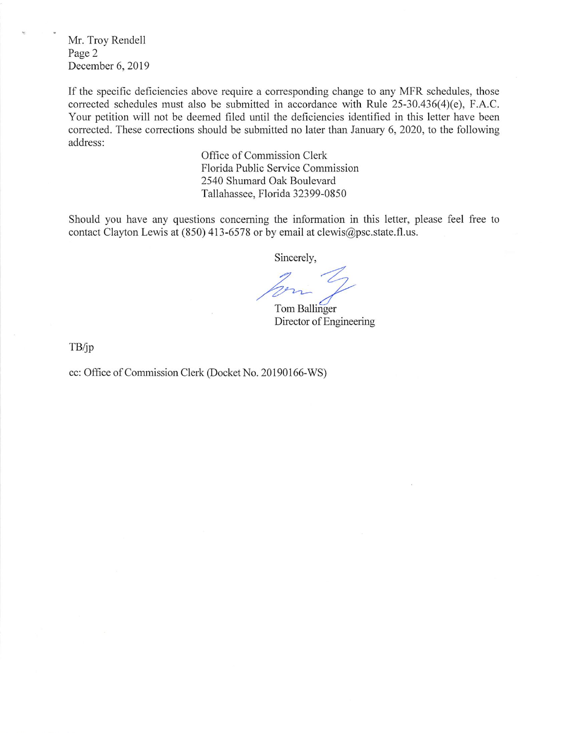Mr. Troy Rendell
Page 2
December 6, 2019

If the specific deficiencies above require a corresponding change to any MFR schedules, those corrected schedules must also be submitted in accordance with Rule 25-30.436(4)(e), F.A.C. Your petition will not be deemed filed until the deficiencies identified in this letter have been corrected. These corrections should be submitted no later than January 6, 2020, to the following address:

Office of Commission Clerk
Florida Public Service Commission
2540 Shumard Oak Boulevard
Tallahassee, Florida 32399-0850

Should you have any questions concerning the information in this letter, please feel free to contact Clayton Lewis at (850) 413-6578 or by email at clewis@psc.state.fl.us.

Sincerely,

Tom Ballinger
Director of Engineering

TB/jp

cc: Office of Commission Clerk (Docket No. 20190166-WS)